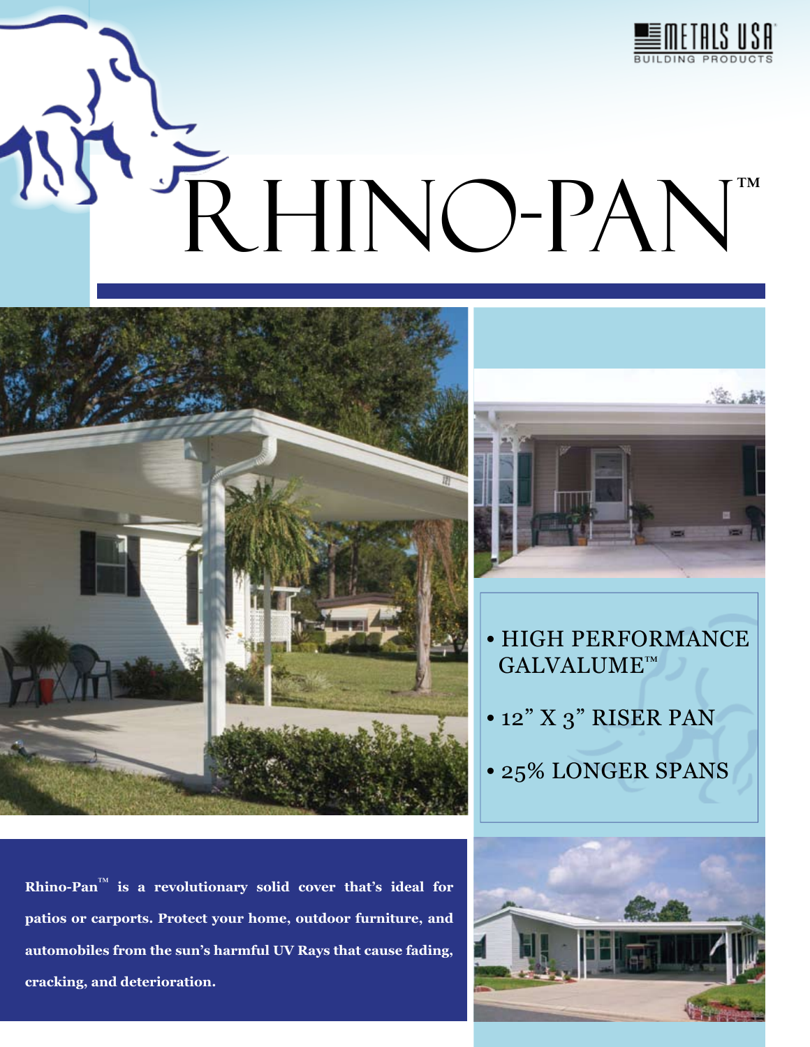METALS USA BUILDING PRODUCTS

# RHINO-PAN™

- HIGH PERFORMANCE GALVALUME™
- 12" X 3" RISER PAN
- 25% LONGER SPANS

**Rhino-Pan™ is a revolutionary solid cover that's ideal for patios or carports. Protect your home, outdoor furniture, and automobiles from the sun's harmful UV Rays that cause fading, cracking, and deterioration.**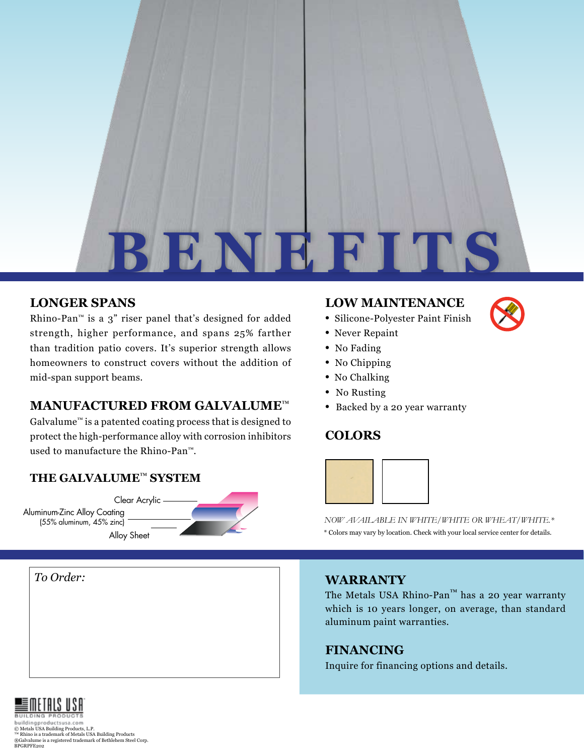# BENEFITS

## LONGER SPANS

Rhino-Pan™ is a 3" riser panel that's designed for added strength, higher performance, and spans 25% farther than tradition patio covers. It's superior strength allows homeowners to construct covers without the addition of mid-span support beams.

## MANUFACTURED FROM GALVALUME™

Galvalume™ is a patented coating process that is designed to protect the high-performance alloy with corrosion inhibitors used to manufacture the Rhino-Pan™.

## THE GALVALUME™ SYSTEM

Clear Acrylic

Aluminum-Zinc Alloy Coating
(55% aluminum, 45% zinc)

Alloy Sheet

## LOW MAINTENANCE

- Silicone-Polyester Paint Finish
- Never Repaint
- No Fading
- No Chipping
- No Chalking
- No Rusting
- Backed by a 20 year warranty

## COLORS

*NOW AVAILABLE IN WHITE/WHITE OR WHEAT/WHITE.**

* Colors may vary by location. Check with your local service center for details.

*To Order:*

## WARRANTY

The Metals USA Rhino-Pan™ has a 20 year warranty which is 10 years longer, on average, than standard aluminum paint warranties.

## FINANCING

Inquire for financing options and details.

METALS USA
BUILDING PRODUCTS
buildingproductsusa.com
© Metals USA Building Products, L.P.
™ Rhino is a trademark of Metals USA Building Products
®Galvalume is a registered trademark of Bethlehem Steel Corp.
BPGRPFE202